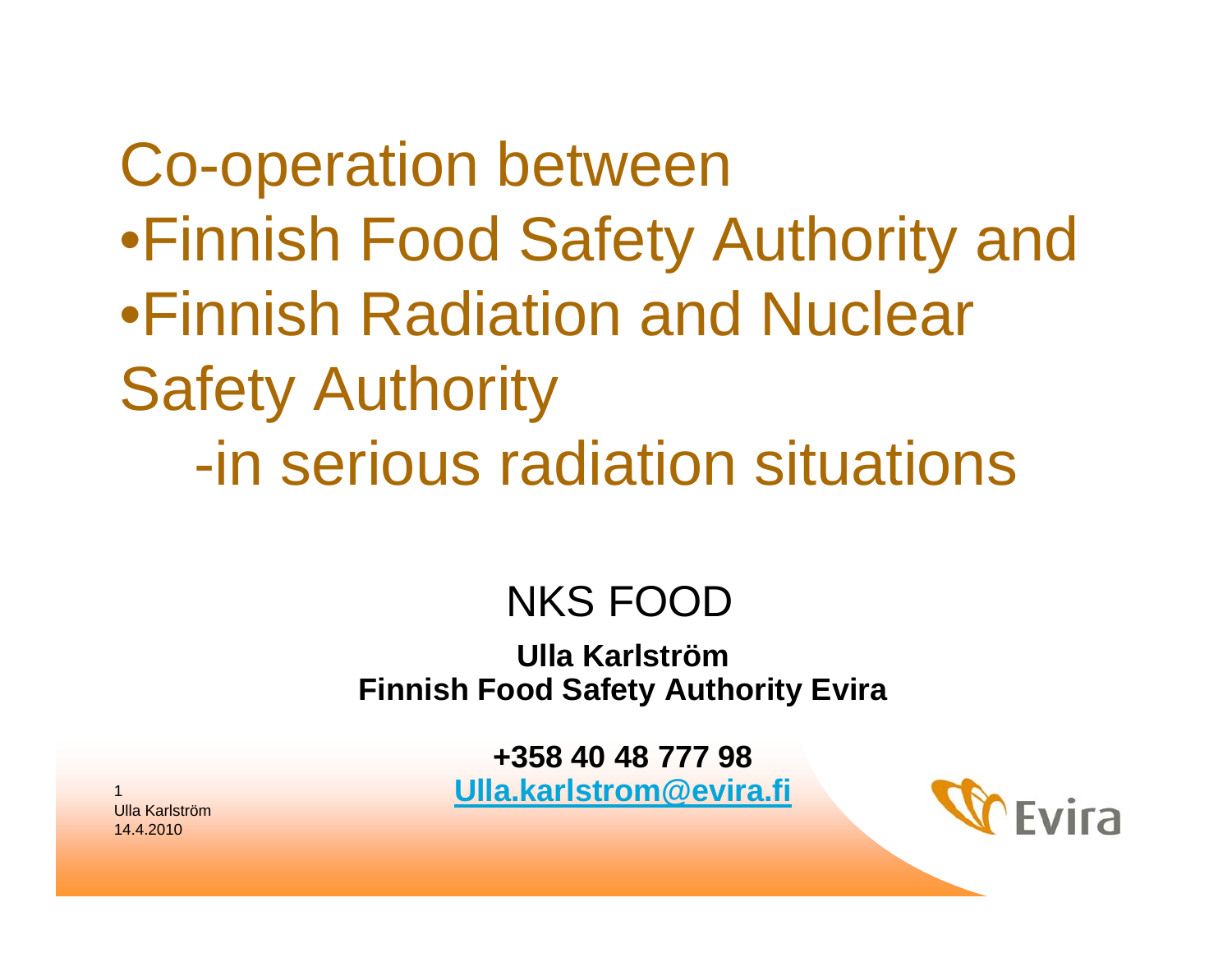# Co-operation between

- Finnish Food Safety Authority and
- Finnish Radiation and Nuclear Safety Authority

-in serious radiation situations

NKS FOOD

**Ulla Karlström**
**Finnish Food Safety Authority Evira**

**+358 40 48 777 98**
**Ulla.karlstrom@evira.fi**

Ulla Karlström
14.4.2010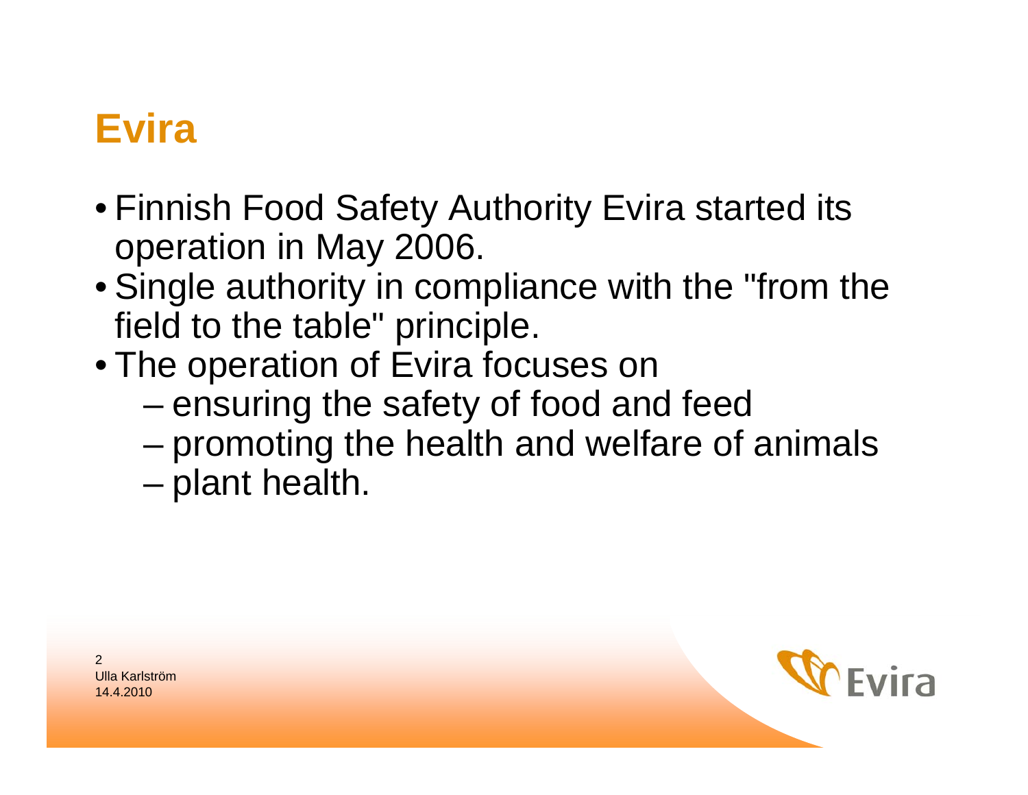# Evira

- Finnish Food Safety Authority Evira started its operation in May 2006.
- Single authority in compliance with the "from the field to the table" principle.
- The operation of Evira focuses on
  - ensuring the safety of food and feed
  - promoting the health and welfare of animals
  - plant health.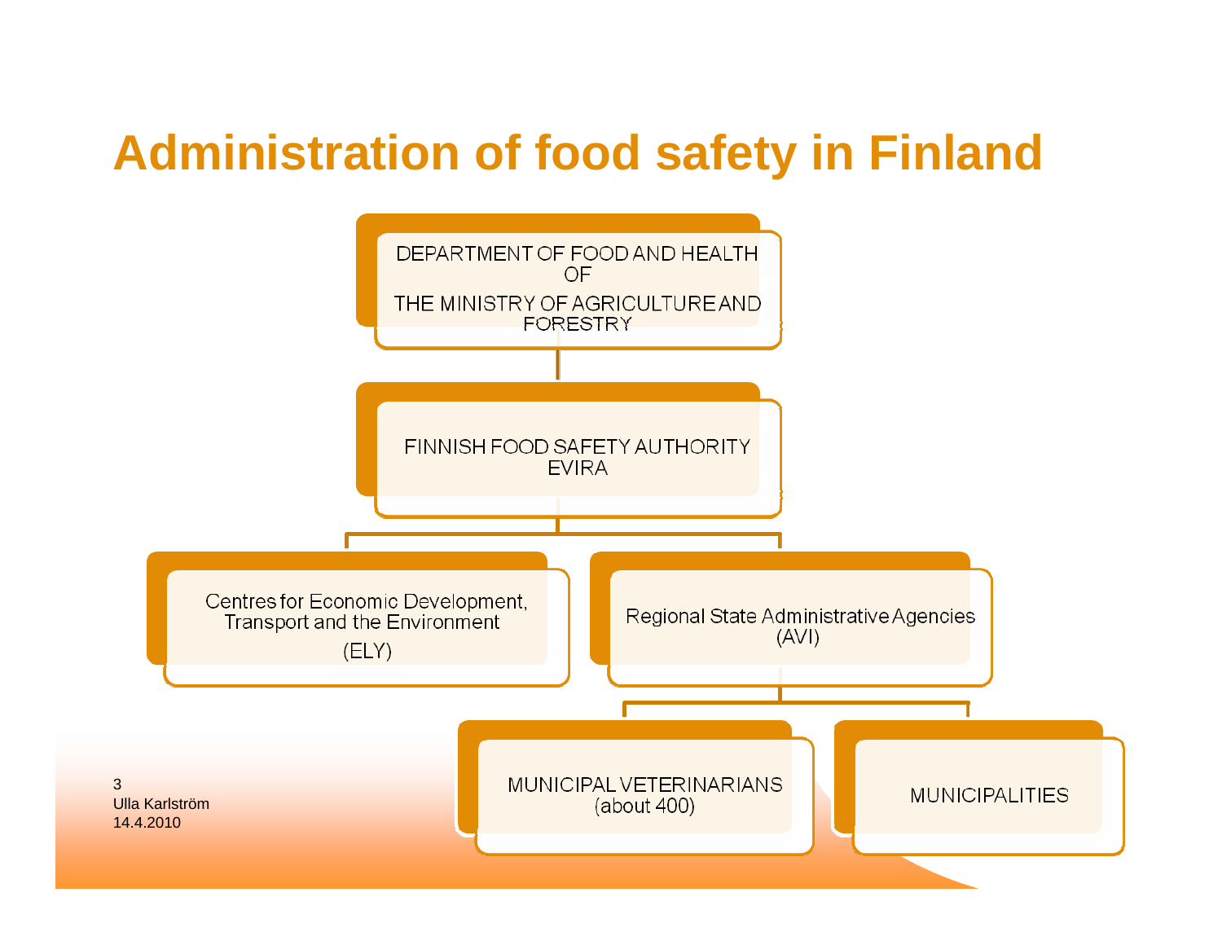# Administration of food safety in Finland

DEPARTMENT OF FOOD AND HEALTH OF THE MINISTRY OF AGRICULTURE AND FORESTRY

FINNISH FOOD SAFETY AUTHORITY EVIRA

Centres for Economic Development, Transport and the Environment (ELY)

Regional State Administrative Agencies (AVI)

MUNICIPAL VETERINARIANS (about 400)

MUNICIPALITIES

Ulla Karlström
14.4.2010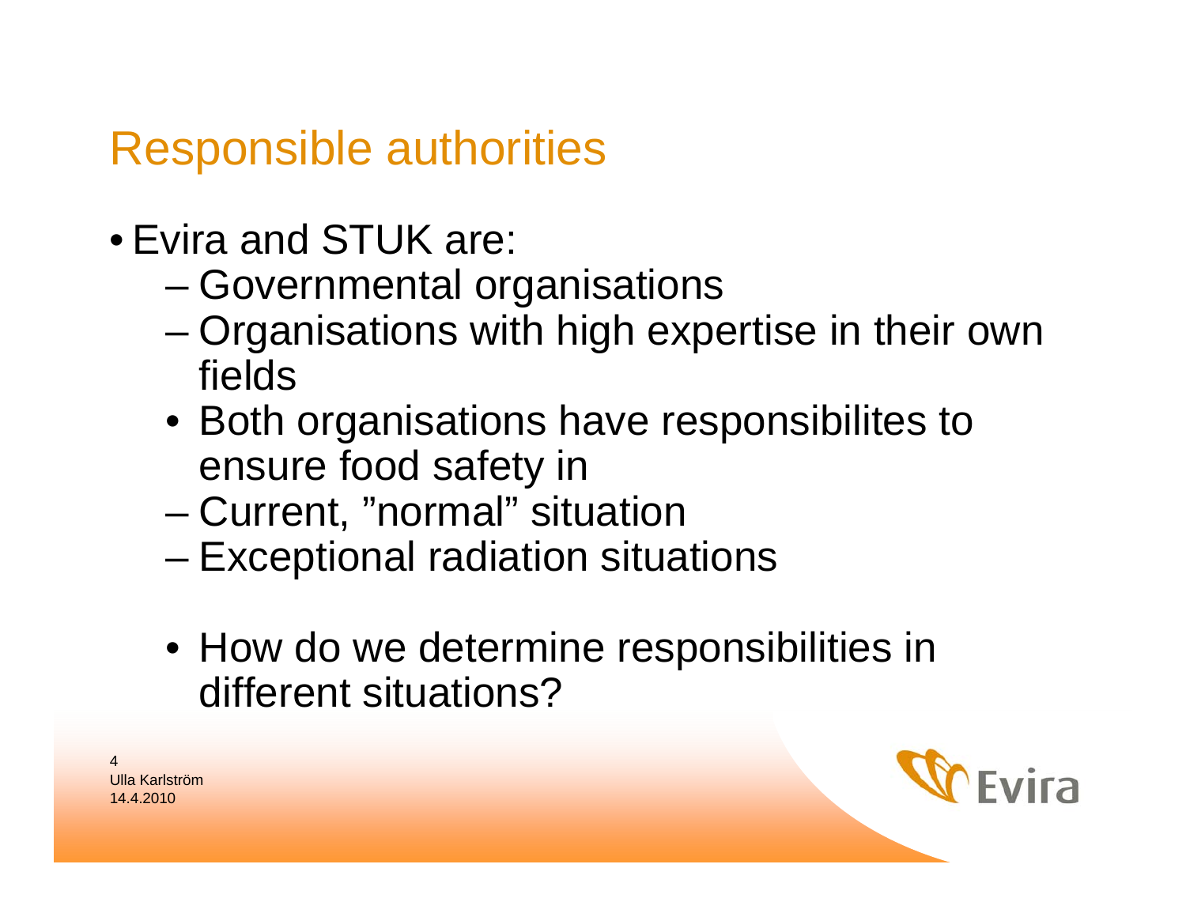## Responsible authorities

- Evira and STUK are:
  - Governmental organisations
  - Organisations with high expertise in their own fields
  - Both organisations have responsibilites to ensure food safety in
  - Current, ”normal” situation
  - Exceptional radiation situations

  - How do we determine responsibilities in different situations?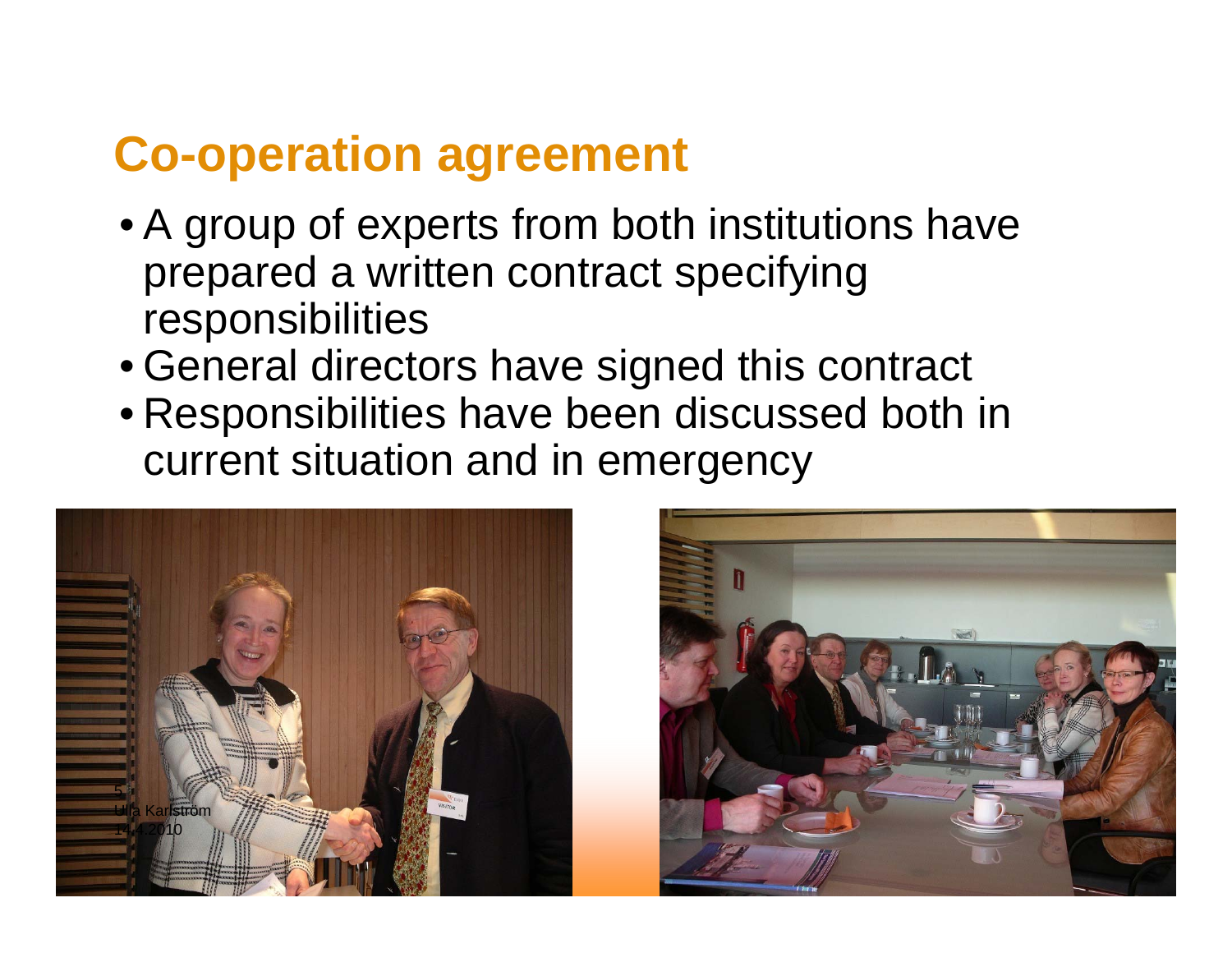# Co-operation agreement

- A group of experts from both institutions have prepared a written contract specifying responsibilities
- General directors have signed this contract
- Responsibilities have been discussed both in current situation and in emergency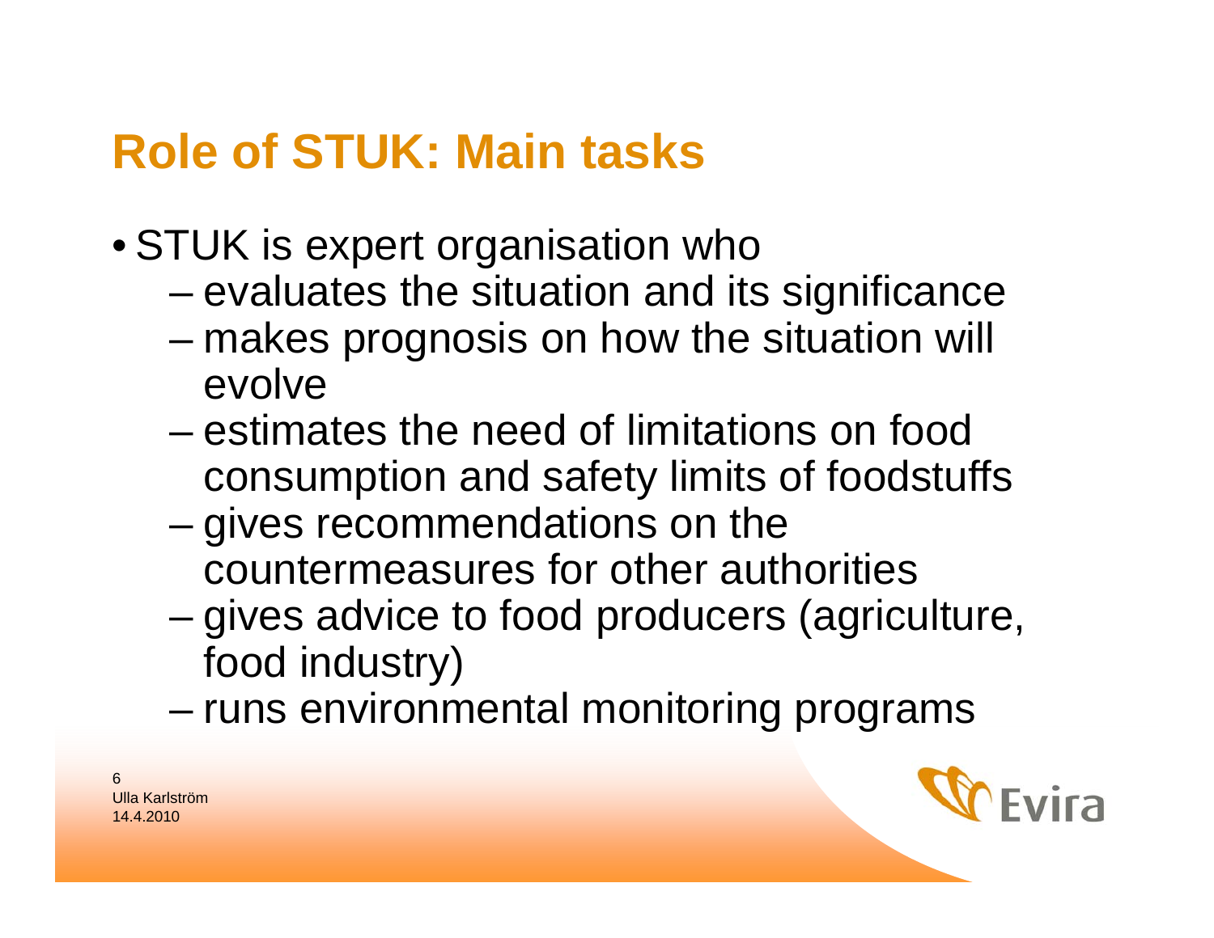# Role of STUK: Main tasks

- STUK is expert organisation who
  - evaluates the situation and its significance
  - makes prognosis on how the situation will evolve
  - estimates the need of limitations on food consumption and safety limits of foodstuffs
  - gives recommendations on the countermeasures for other authorities
  - gives advice to food producers (agriculture, food industry)
  - runs environmental monitoring programs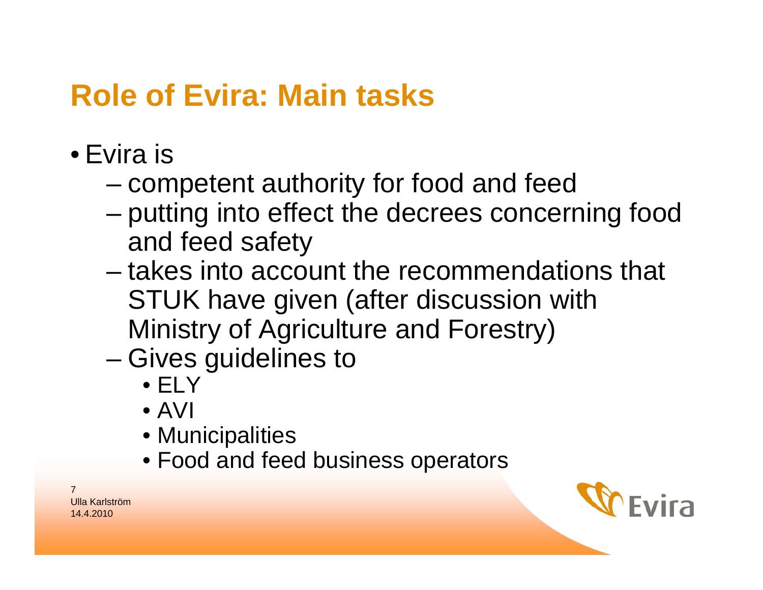# Role of Evira: Main tasks

- Evira is
  - competent authority for food and feed
  - putting into effect the decrees concerning food and feed safety
  - takes into account the recommendations that STUK have given (after discussion with Ministry of Agriculture and Forestry)
  - Gives guidelines to
    - ELY
    - AVI
    - Municipalities
    - Food and feed business operators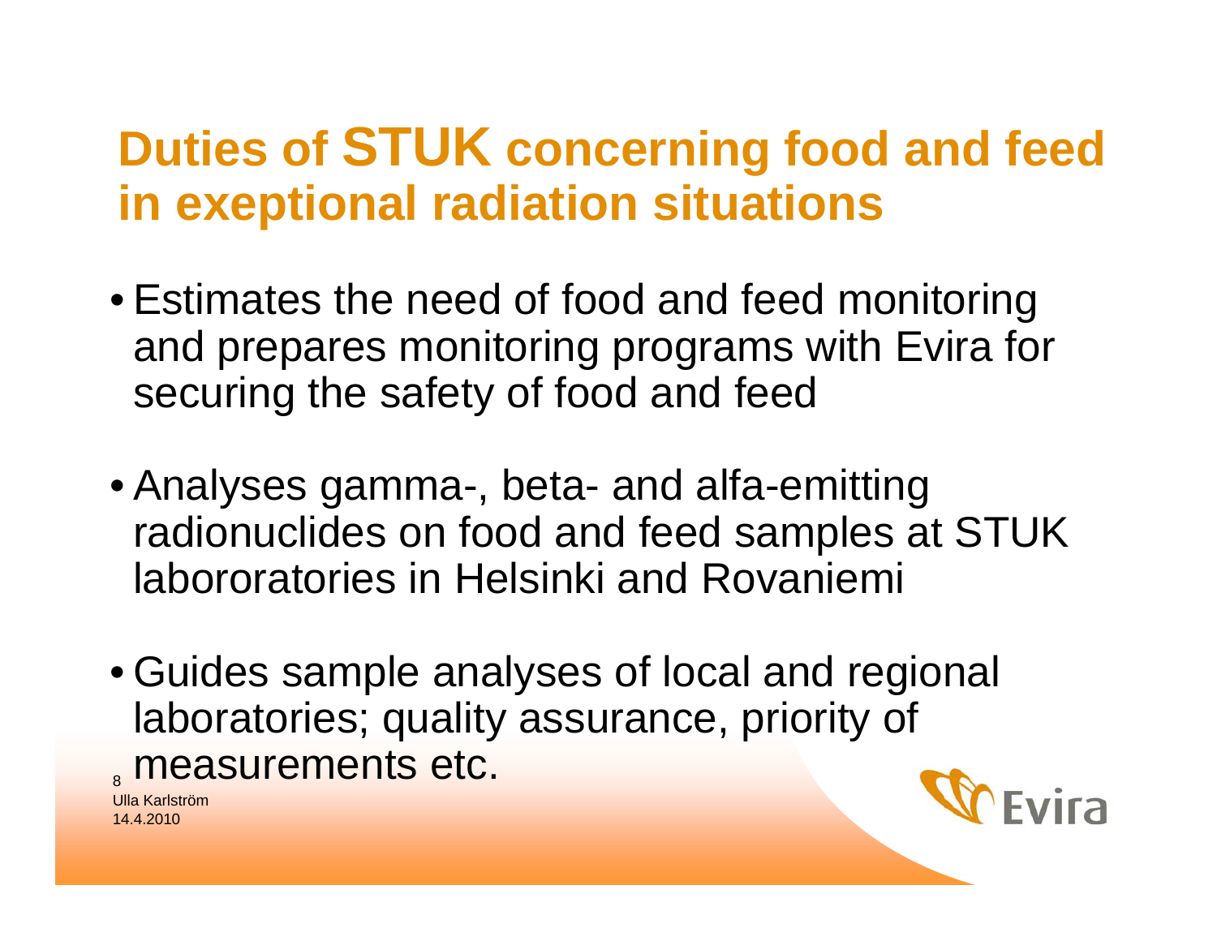# Duties of STUK concerning food and feed in exeptional radiation situations

- Estimates the need of food and feed monitoring and prepares monitoring programs with Evira for securing the safety of food and feed
- Analyses gamma-, beta- and alfa-emitting radionuclides on food and feed samples at STUK labororatories in Helsinki and Rovaniemi
- Guides sample analyses of local and regional laboratories; quality assurance, priority of measurements etc.

Ulla Karlström
14.4.2010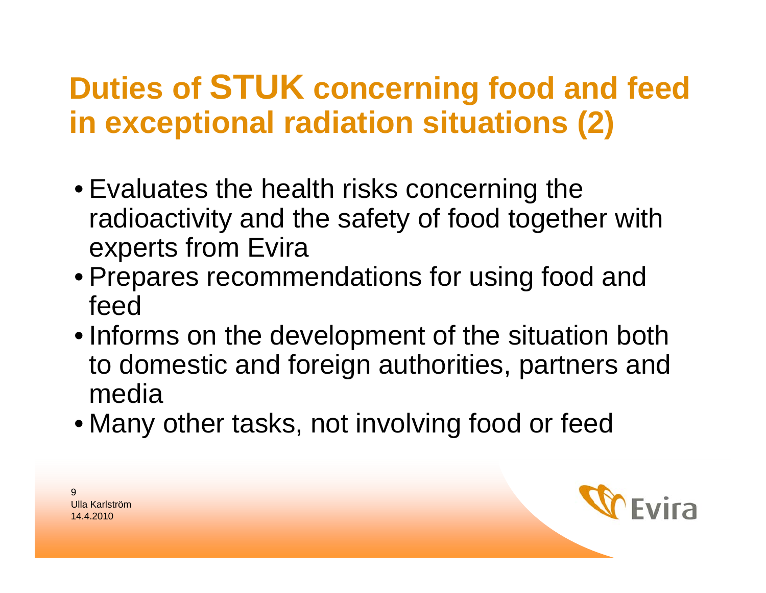# Duties of STUK concerning food and feed in exceptional radiation situations (2)

- Evaluates the health risks concerning the radioactivity and the safety of food together with experts from Evira
- Prepares recommendations for using food and feed
- Informs on the development of the situation both to domestic and foreign authorities, partners and media
- Many other tasks, not involving food or feed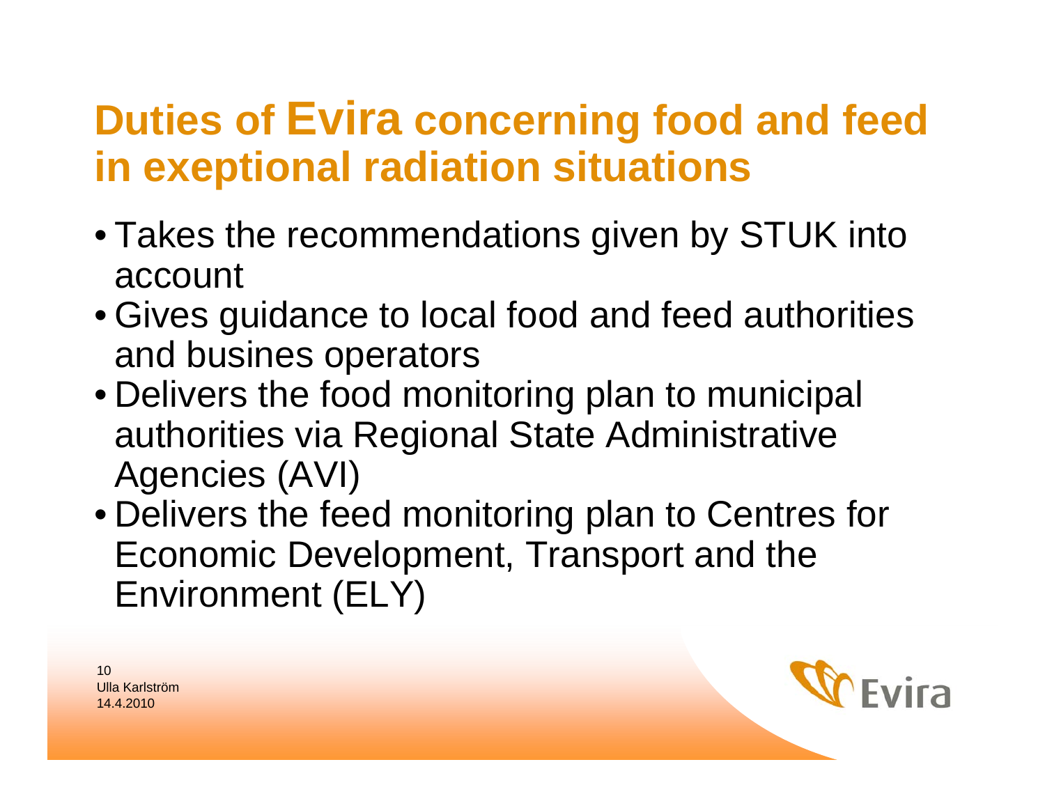# Duties of Evira concerning food and feed in exeptional radiation situations

- Takes the recommendations given by STUK into account
- Gives guidance to local food and feed authorities and busines operators
- Delivers the food monitoring plan to municipal authorities via Regional State Administrative Agencies (AVI)
- Delivers the feed monitoring plan to Centres for Economic Development, Transport and the Environment (ELY)

Ulla Karlström
14.4.2010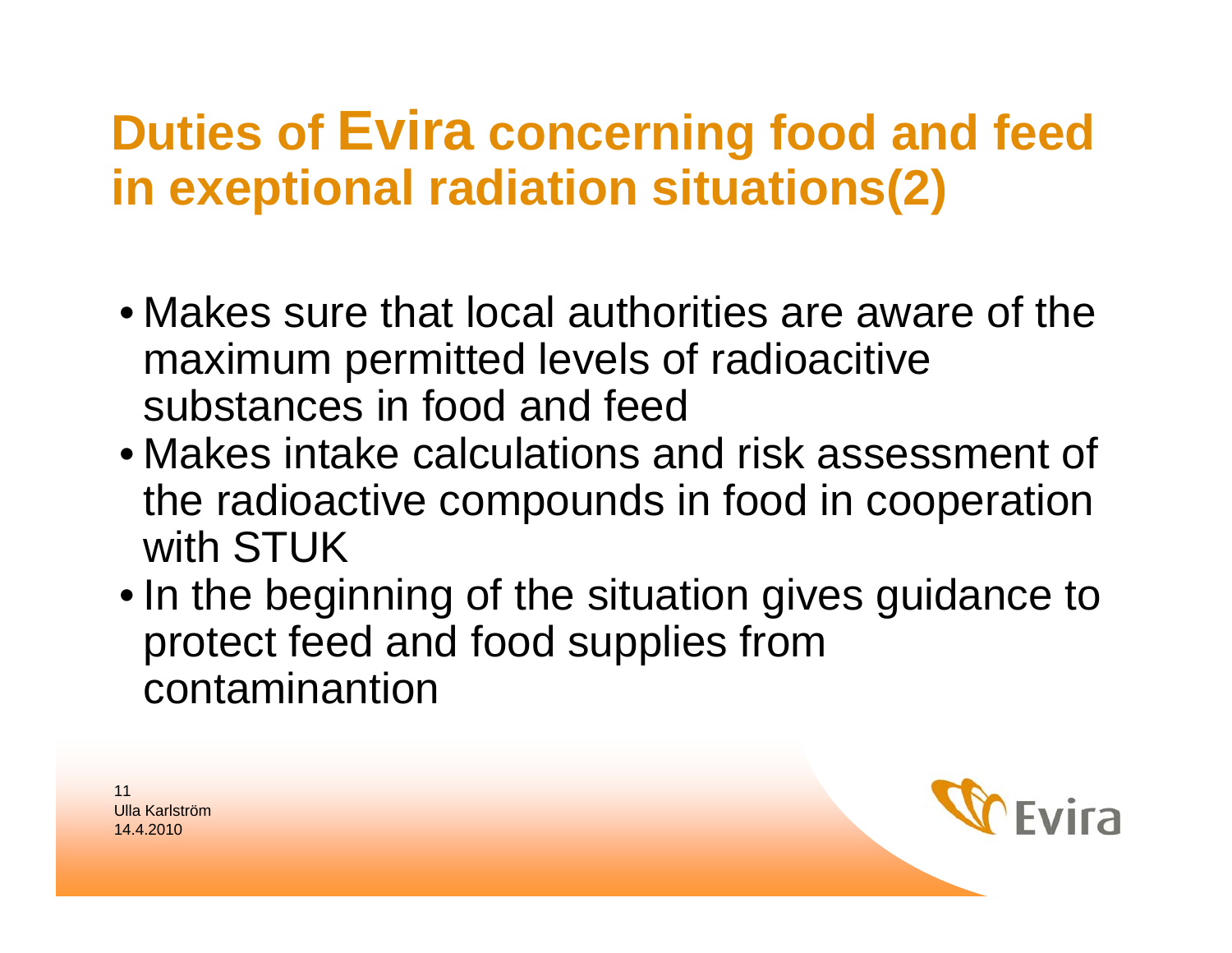# Duties of Evira concerning food and feed in exeptional radiation situations(2)

- Makes sure that local authorities are aware of the maximum permitted levels of radioacitive substances in food and feed
- Makes intake calculations and risk assessment of the radioactive compounds in food in cooperation with STUK
- In the beginning of the situation gives guidance to protect feed and food supplies from contaminantion

Ulla Karlström
14.4.2010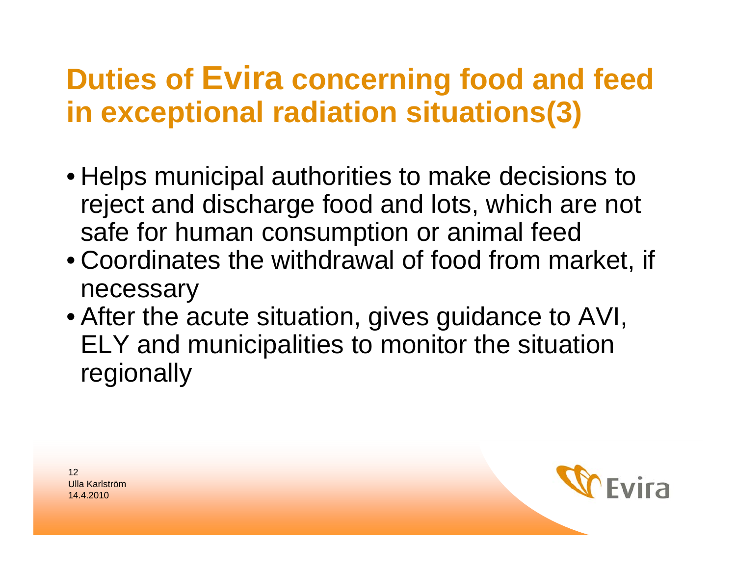# Duties of Evira concerning food and feed in exceptional radiation situations(3)

- Helps municipal authorities to make decisions to reject and discharge food and lots, which are not safe for human consumption or animal feed
- Coordinates the withdrawal of food from market, if necessary
- After the acute situation, gives guidance to AVI, ELY and municipalities to monitor the situation regionally

Ulla Karlström
14.4.2010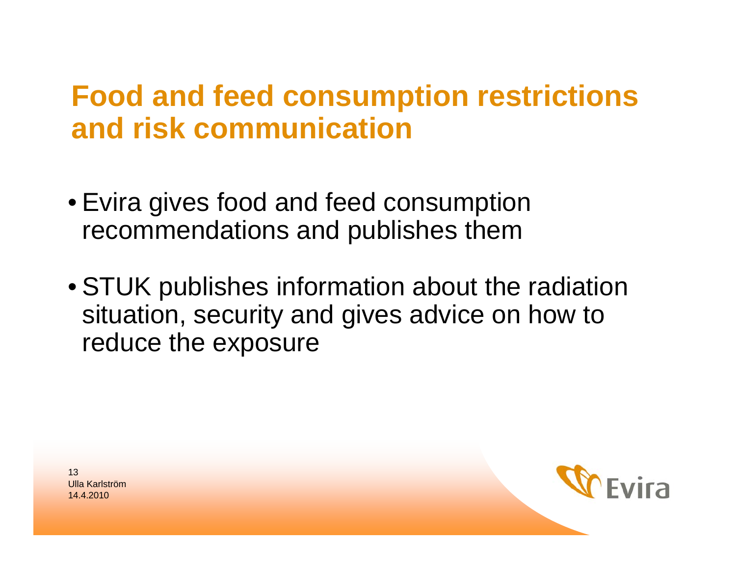# Food and feed consumption restrictions and risk communication

- Evira gives food and feed consumption recommendations and publishes them
- STUK publishes information about the radiation situation, security and gives advice on how to reduce the exposure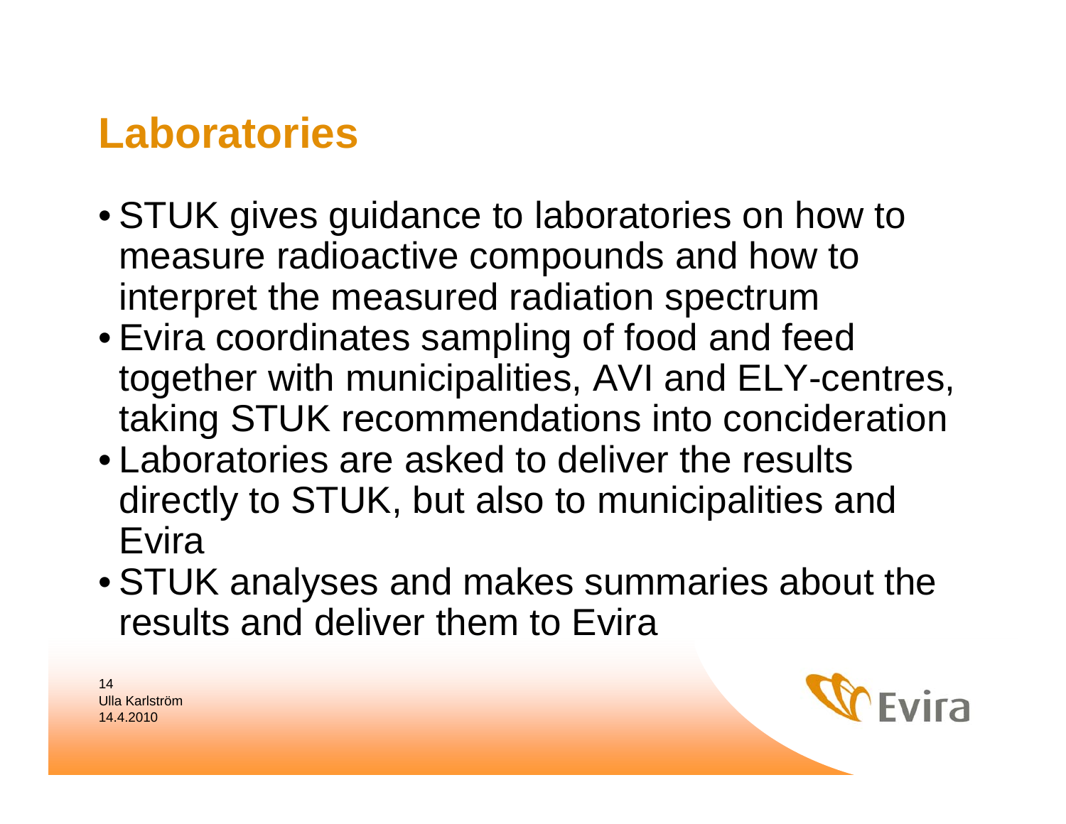# Laboratories

- STUK gives guidance to laboratories on how to measure radioactive compounds and how to interpret the measured radiation spectrum
- Evira coordinates sampling of food and feed together with municipalities, AVI and ELY-centres, taking STUK recommendations into concideration
- Laboratories are asked to deliver the results directly to STUK, but also to municipalities and Evira
- STUK analyses and makes summaries about the results and deliver them to Evira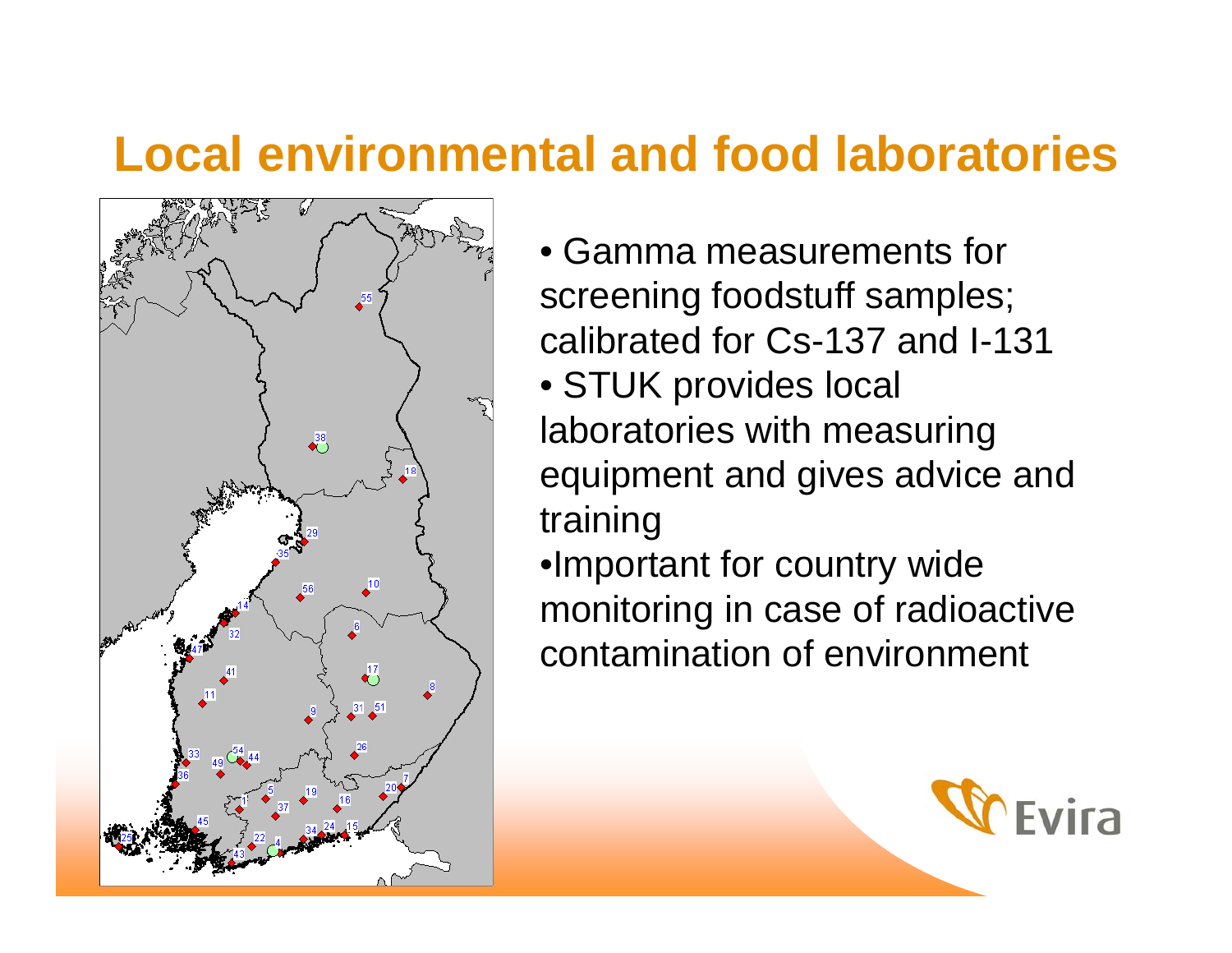# Local environmental and food laboratories

- Gamma measurements for screening foodstuff samples; calibrated for Cs-137 and I-131
- STUK provides local laboratories with measuring equipment and gives advice and training
- Important for country wide monitoring in case of radioactive contamination of environment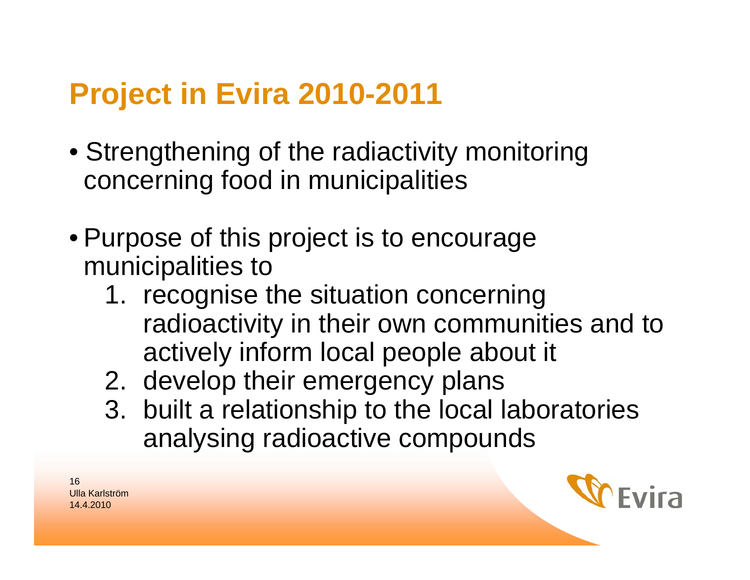# Project in Evira 2010-2011

- Strengthening of the radiactivity monitoring concerning food in municipalities

- Purpose of this project is to encourage municipalities to
  1. recognise the situation concerning radioactivity in their own communities and to actively inform local people about it
  2. develop their emergency plans
  3. built a relationship to the local laboratories analysing radioactive compounds

Ulla Karlström
14.4.2010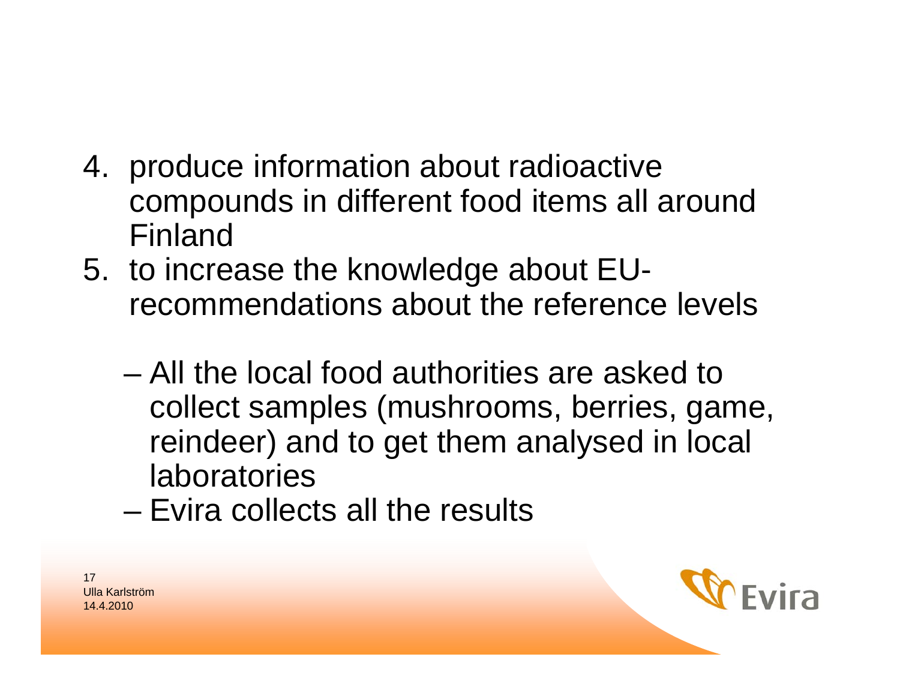4. produce information about radioactive compounds in different food items all around Finland
5. to increase the knowledge about EU-recommendations about the reference levels

   – All the local food authorities are asked to collect samples (mushrooms, berries, game, reindeer) and to get them analysed in local laboratories
   – Evira collects all the results